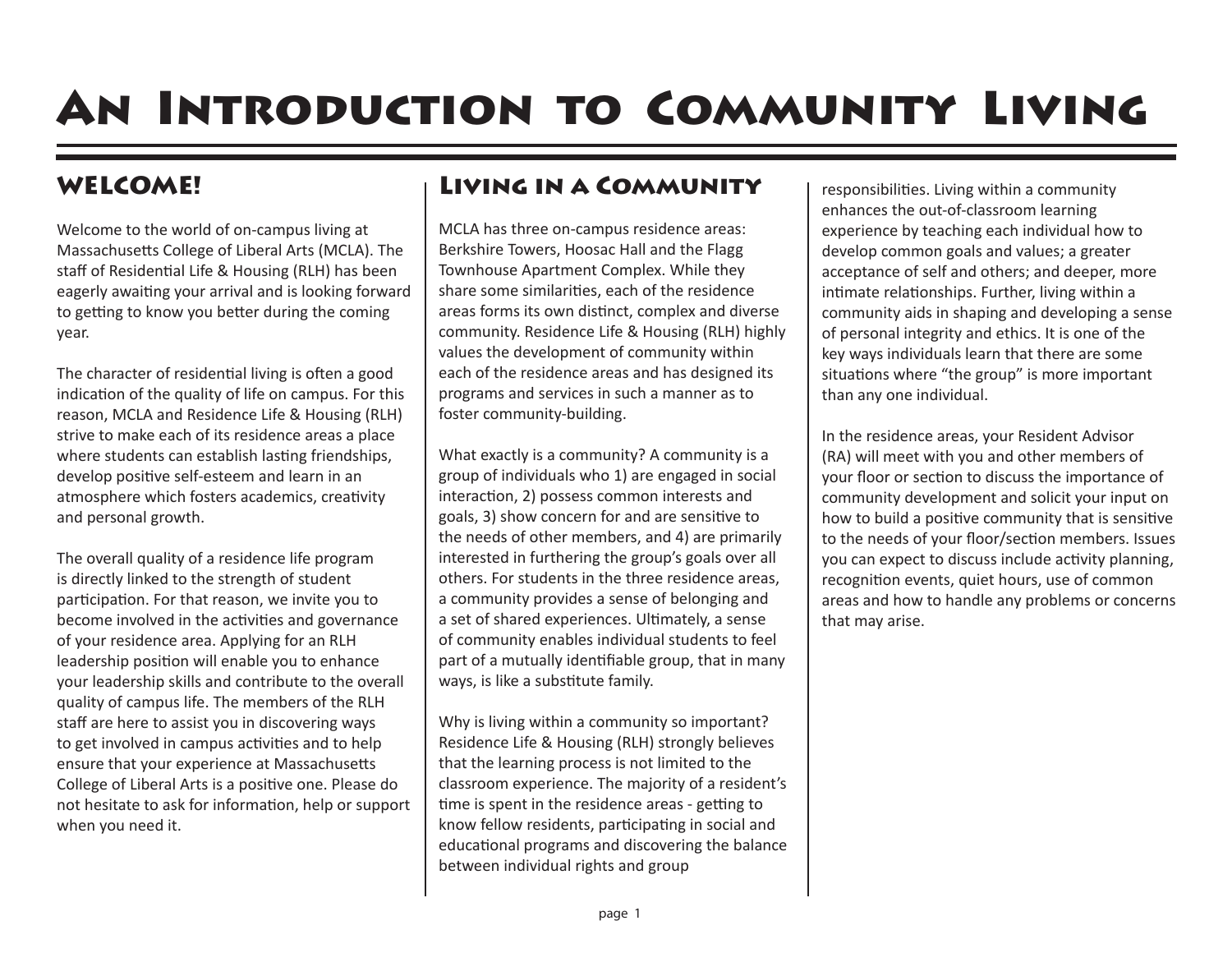# An Introduction to Community Living

## Welcome!

Welcome to the world of on-campus living at Massachusetts College of Liberal Arts (MCLA). The staff of Residential Life & Housing (RLH) has been eagerly awaiting your arrival and is looking forward to getting to know you better during the coming year.

The character of residential living is often a good indication of the quality of life on campus. For this reason, MCLA and Residence Life & Housing (RLH) strive to make each of its residence areas a place where students can establish lasting friendships, develop positive self-esteem and learn in an atmosphere which fosters academics, creativity and personal growth.

The overall quality of a residence life program is directly linked to the strength of student participation. For that reason, we invite you to become involved in the activities and governance of your residence area. Applying for an RLH leadership position will enable you to enhance your leadership skills and contribute to the overall quality of campus life. The members of the RLH staff are here to assist you in discovering ways to get involved in campus activities and to help ensure that your experience at Massachusetts College of Liberal Arts is a positive one. Please do not hesitate to ask for information, help or support when you need it.

## Living in a Community

MCLA has three on-campus residence areas: Berkshire Towers, Hoosac Hall and the Flagg Townhouse Apartment Complex. While they share some similarities, each of the residence areas forms its own distinct, complex and diverse community. Residence Life & Housing (RLH) highly values the development of community within each of the residence areas and has designed its programs and services in such a manner as to foster community-building.

What exactly is a community? A community is a group of individuals who 1) are engaged in social interaction, 2) possess common interests and goals, 3) show concern for and are sensitive to the needs of other members, and 4) are primarily interested in furthering the group's goals over all others. For students in the three residence areas, a community provides a sense of belonging and a set of shared experiences. Ultimately, a sense of community enables individual students to feel part of a mutually identifiable group, that in many ways, is like a substitute family.

Why is living within a community so important? Residence Life & Housing (RLH) strongly believes that the learning process is not limited to the classroom experience. The majority of a resident's time is spent in the residence areas - getting to know fellow residents, participating in social and educational programs and discovering the balance between individual rights and group responsibilities. Living within a community enhances the out-of-classroom learning experience by teaching each individual how to develop common goals and values; a greater acceptance of self and others; and deeper, more intimate relationships. Further, living within a community aids in shaping and developing a sense of personal integrity and ethics. It is one of the key ways individuals learn that there are some situations where "the group" is more important than any one individual.

In the residence areas, your Resident Advisor (RA) will meet with you and other members of your floor or section to discuss the importance of community development and solicit your input on how to build a positive community that is sensitive to the needs of your floor/section members. Issues you can expect to discuss include activity planning, recognition events, quiet hours, use of common areas and how to handle any problems or concerns that may arise.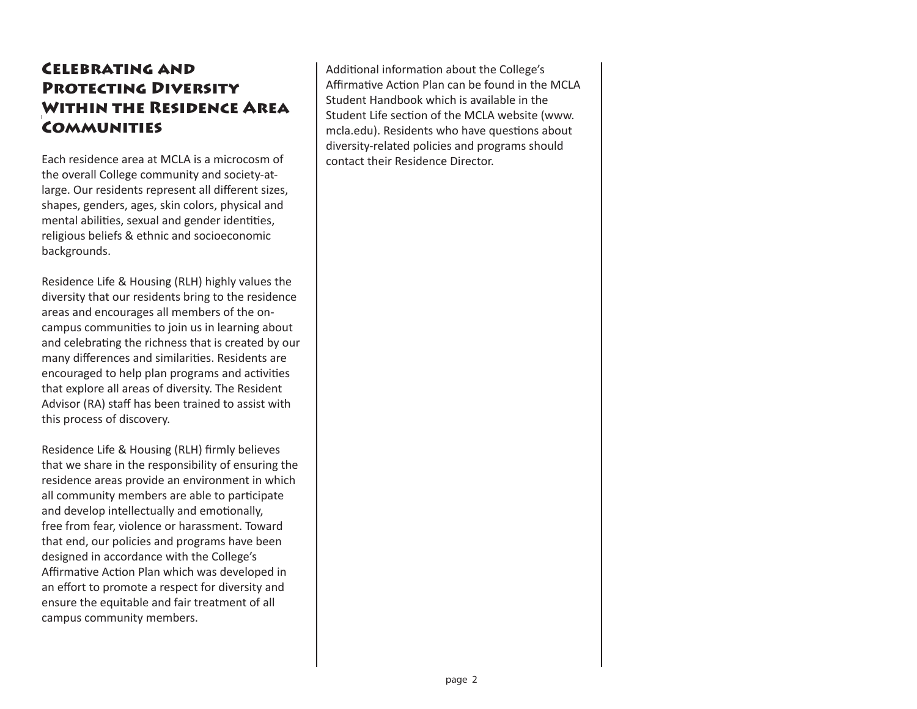## Celebrating and Protecting Diversity Within the Residence Area Communities

Each residence area at MCLA is a microcosm of the overall College community and society-at-large. Our residents represent all different sizes, shapes, genders, ages, skin colors, physical and mental abilities, sexual and gender identities, religious beliefs & ethnic and socioeconomic backgrounds.

Residence Life & Housing (RLH) highly values the diversity that our residents bring to the residence areas and encourages all members of the on-campus communities to join us in learning about and celebrating the richness that is created by our many differences and similarities. Residents are encouraged to help plan programs and activities that explore all areas of diversity. The Resident Advisor (RA) staff has been trained to assist with this process of discovery.

Residence Life & Housing (RLH) firmly believes that we share in the responsibility of ensuring the residence areas provide an environment in which all community members are able to participate and develop intellectually and emotionally, free from fear, violence or harassment. Toward that end, our policies and programs have been designed in accordance with the College's Affirmative Action Plan which was developed in an effort to promote a respect for diversity and ensure the equitable and fair treatment of all campus community members.

Additional information about the College's Affirmative Action Plan can be found in the MCLA Student Handbook which is available in the Student Life section of the MCLA website (www.mcla.edu). Residents who have questions about diversity-related policies and programs should contact their Residence Director.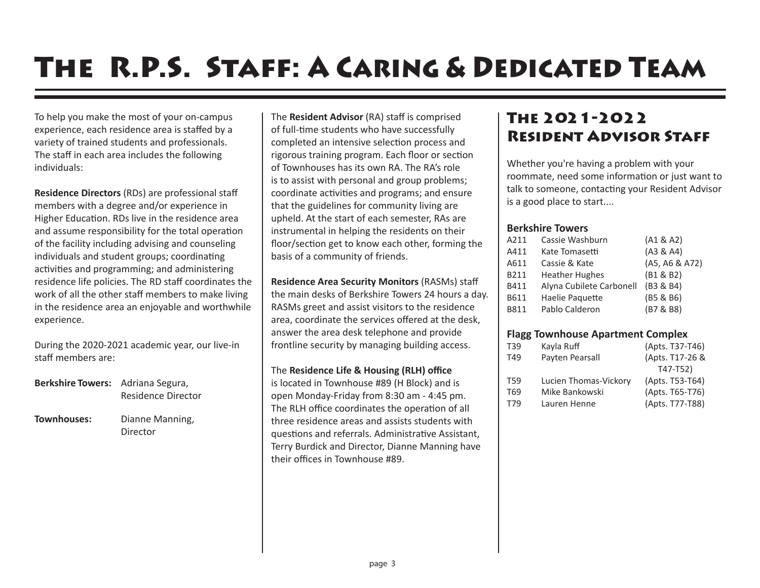# The R.P.S. Staff: A Caring & Dedicated Team

To help you make the most of your on-campus experience, each residence area is staffed by a variety of trained students and professionals. The staff in each area includes the following individuals:

**Residence Directors** (RDs) are professional staff members with a degree and/or experience in Higher Education. RDs live in the residence area and assume responsibility for the total operation of the facility including advising and counseling individuals and student groups; coordinating activities and programming; and administering residence life policies. The RD staff coordinates the work of all the other staff members to make living in the residence area an enjoyable and worthwhile experience.

During the 2020-2021 academic year, our live-in staff members are:

| | |
|---|---|
| **Berkshire Towers:** | Adriana Segura, Residence Director |
| **Townhouses:** | Dianne Manning, Director |

The **Resident Advisor** (RA) staff is comprised of full-time students who have successfully completed an intensive selection process and rigorous training program. Each floor or section of Townhouses has its own RA. The RA's role is to assist with personal and group problems; coordinate activities and programs; and ensure that the guidelines for community living are upheld. At the start of each semester, RAs are instrumental in helping the residents on their floor/section get to know each other, forming the basis of a community of friends.

**Residence Area Security Monitors** (RASMs) staff the main desks of Berkshire Towers 24 hours a day. RASMs greet and assist visitors to the residence area, coordinate the services offered at the desk, answer the area desk telephone and provide frontline security by managing building access.

The **Residence Life & Housing (RLH) office** is located in Townhouse #89 (H Block) and is open Monday-Friday from 8:30 am - 4:45 pm. The RLH office coordinates the operation of all three residence areas and assists students with questions and referrals. Administrative Assistant, Terry Burdick and Director, Dianne Manning have their offices in Townhouse #89.

## The 2021-2022 Resident Advisor Staff

Whether you're having a problem with your roommate, need some information or just want to talk to someone, contacting your Resident Advisor is a good place to start....

### Berkshire Towers

| | | |
|---|---|---|
| A211 | Cassie Washburn | (A1 & A2) |
| A411 | Kate Tomasetti | (A3 & A4) |
| A611 | Cassie & Kate | (A5, A6 & A72) |
| B211 | Heather Hughes | (B1 & B2) |
| B411 | Alyna Cubilete Carbonell | (B3 & B4) |
| B611 | Haelie Paquette | (B5 & B6) |
| B811 | Pablo Calderon | (B7 & B8) |

### Flagg Townhouse Apartment Complex

| | | |
|---|---|---|
| T39 | Kayla Ruff | (Apts. T37-T46) |
| T49 | Payten Pearsall | (Apts. T17-26 & T47-T52) |
| T59 | Lucien Thomas-Vickory | (Apts. T53-T64) |
| T69 | Mike Bankowski | (Apts. T65-T76) |
| T79 | Lauren Henne | (Apts. T77-T88) |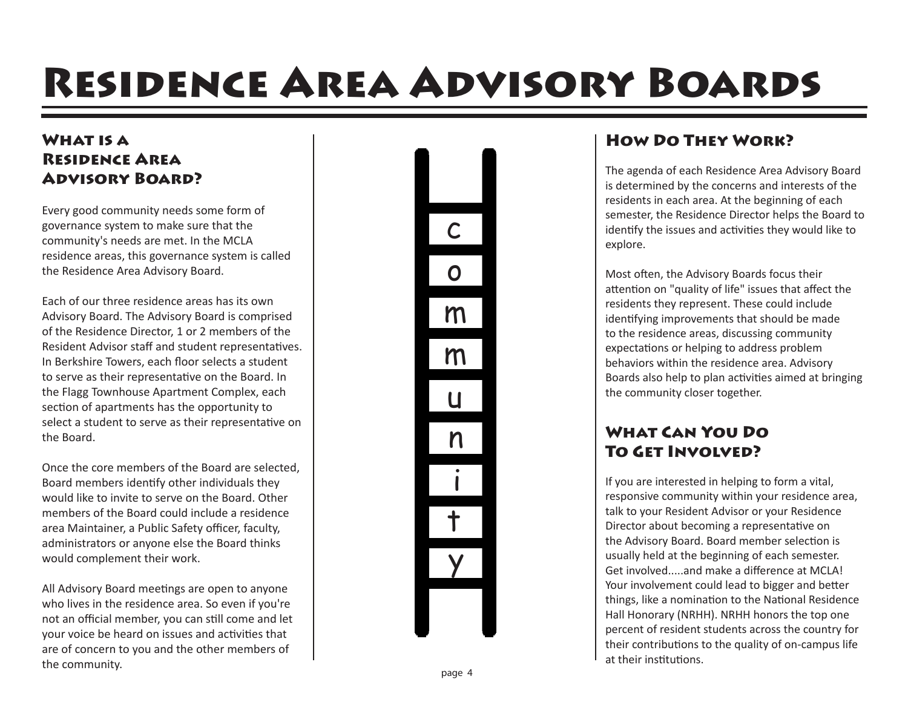# Residence Area Advisory Boards

## What is a Residence Area Advisory Board?

Every good community needs some form of governance system to make sure that the community's needs are met. In the MCLA residence areas, this governance system is called the Residence Area Advisory Board.

Each of our three residence areas has its own Advisory Board. The Advisory Board is comprised of the Residence Director, 1 or 2 members of the Resident Advisor staff and student representatives. In Berkshire Towers, each floor selects a student to serve as their representative on the Board. In the Flagg Townhouse Apartment Complex, each section of apartments has the opportunity to select a student to serve as their representative on the Board.

Once the core members of the Board are selected, Board members identify other individuals they would like to invite to serve on the Board. Other members of the Board could include a residence area Maintainer, a Public Safety officer, faculty, administrators or anyone else the Board thinks would complement their work.

All Advisory Board meetings are open to anyone who lives in the residence area. So even if you're not an official member, you can still come and let your voice be heard on issues and activities that are of concern to you and the other members of the community.

c
o
m
m
u
n
i
t
y

## How Do They Work?

The agenda of each Residence Area Advisory Board is determined by the concerns and interests of the residents in each area. At the beginning of each semester, the Residence Director helps the Board to identify the issues and activities they would like to explore.

Most often, the Advisory Boards focus their attention on "quality of life" issues that affect the residents they represent. These could include identifying improvements that should be made to the residence areas, discussing community expectations or helping to address problem behaviors within the residence area. Advisory Boards also help to plan activities aimed at bringing the community closer together.

## What Can You Do To Get Involved?

If you are interested in helping to form a vital, responsive community within your residence area, talk to your Resident Advisor or your Residence Director about becoming a representative on the Advisory Board. Board member selection is usually held at the beginning of each semester. Get involved.....and make a difference at MCLA! Your involvement could lead to bigger and better things, like a nomination to the National Residence Hall Honorary (NRHH). NRHH honors the top one percent of resident students across the country for their contributions to the quality of on-campus life at their institutions.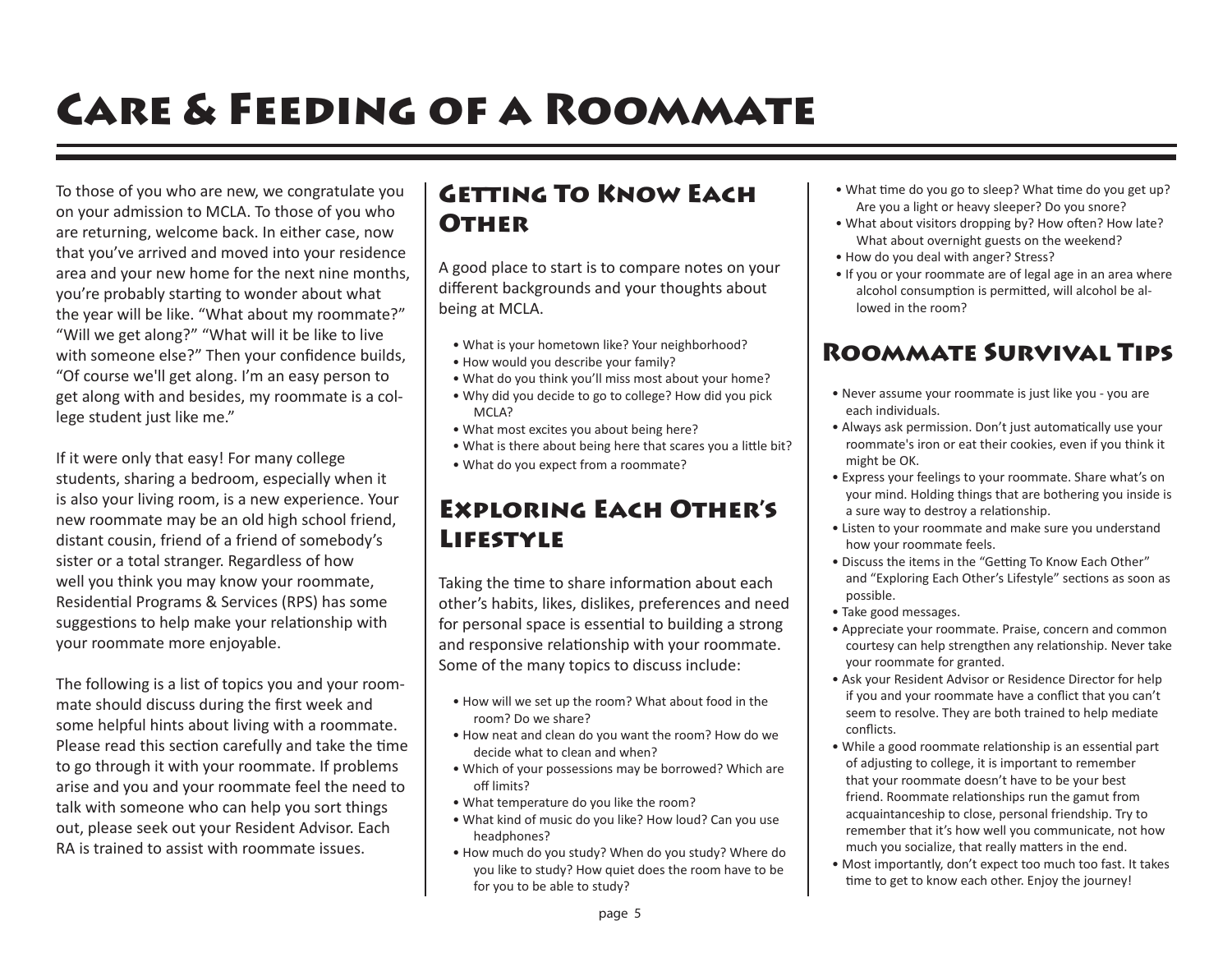# Care & Feeding of a Roommate

To those of you who are new, we congratulate you on your admission to MCLA. To those of you who are returning, welcome back. In either case, now that you've arrived and moved into your residence area and your new home for the next nine months, you're probably starting to wonder about what the year will be like. "What about my roommate?" "Will we get along?" "What will it be like to live with someone else?" Then your confidence builds, "Of course we'll get along. I'm an easy person to get along with and besides, my roommate is a college student just like me."

If it were only that easy! For many college students, sharing a bedroom, especially when it is also your living room, is a new experience. Your new roommate may be an old high school friend, distant cousin, friend of a friend of somebody's sister or a total stranger. Regardless of how well you think you may know your roommate, Residential Programs & Services (RPS) has some suggestions to help make your relationship with your roommate more enjoyable.

The following is a list of topics you and your roommate should discuss during the first week and some helpful hints about living with a roommate. Please read this section carefully and take the time to go through it with your roommate. If problems arise and you and your roommate feel the need to talk with someone who can help you sort things out, please seek out your Resident Advisor. Each RA is trained to assist with roommate issues.

## Getting To Know Each Other

A good place to start is to compare notes on your different backgrounds and your thoughts about being at MCLA.

- What is your hometown like? Your neighborhood?
- How would you describe your family?
- What do you think you'll miss most about your home?
- Why did you decide to go to college? How did you pick MCLA?
- What most excites you about being here?
- What is there about being here that scares you a little bit?
- What do you expect from a roommate?

## Exploring Each Other's Lifestyle

Taking the time to share information about each other's habits, likes, dislikes, preferences and need for personal space is essential to building a strong and responsive relationship with your roommate. Some of the many topics to discuss include:

- How will we set up the room? What about food in the room? Do we share?
- How neat and clean do you want the room? How do we decide what to clean and when?
- Which of your possessions may be borrowed? Which are off limits?
- What temperature do you like the room?
- What kind of music do you like? How loud? Can you use headphones?
- How much do you study? When do you study? Where do you like to study? How quiet does the room have to be for you to be able to study?
- What time do you go to sleep? What time do you get up? Are you a light or heavy sleeper? Do you snore?
- What about visitors dropping by? How often? How late? What about overnight guests on the weekend?
- How do you deal with anger? Stress?
- If you or your roommate are of legal age in an area where alcohol consumption is permitted, will alcohol be allowed in the room?

## Roommate Survival Tips

- Never assume your roommate is just like you - you are each individuals.
- Always ask permission. Don't just automatically use your roommate's iron or eat their cookies, even if you think it might be OK.
- Express your feelings to your roommate. Share what's on your mind. Holding things that are bothering you inside is a sure way to destroy a relationship.
- Listen to your roommate and make sure you understand how your roommate feels.
- Discuss the items in the "Getting To Know Each Other" and "Exploring Each Other's Lifestyle" sections as soon as possible.
- Take good messages.
- Appreciate your roommate. Praise, concern and common courtesy can help strengthen any relationship. Never take your roommate for granted.
- Ask your Resident Advisor or Residence Director for help if you and your roommate have a conflict that you can't seem to resolve. They are both trained to help mediate conflicts.
- While a good roommate relationship is an essential part of adjusting to college, it is important to remember that your roommate doesn't have to be your best friend. Roommate relationships run the gamut from acquaintanceship to close, personal friendship. Try to remember that it's how well you communicate, not how much you socialize, that really matters in the end.
- Most importantly, don't expect too much too fast. It takes time to get to know each other. Enjoy the journey!